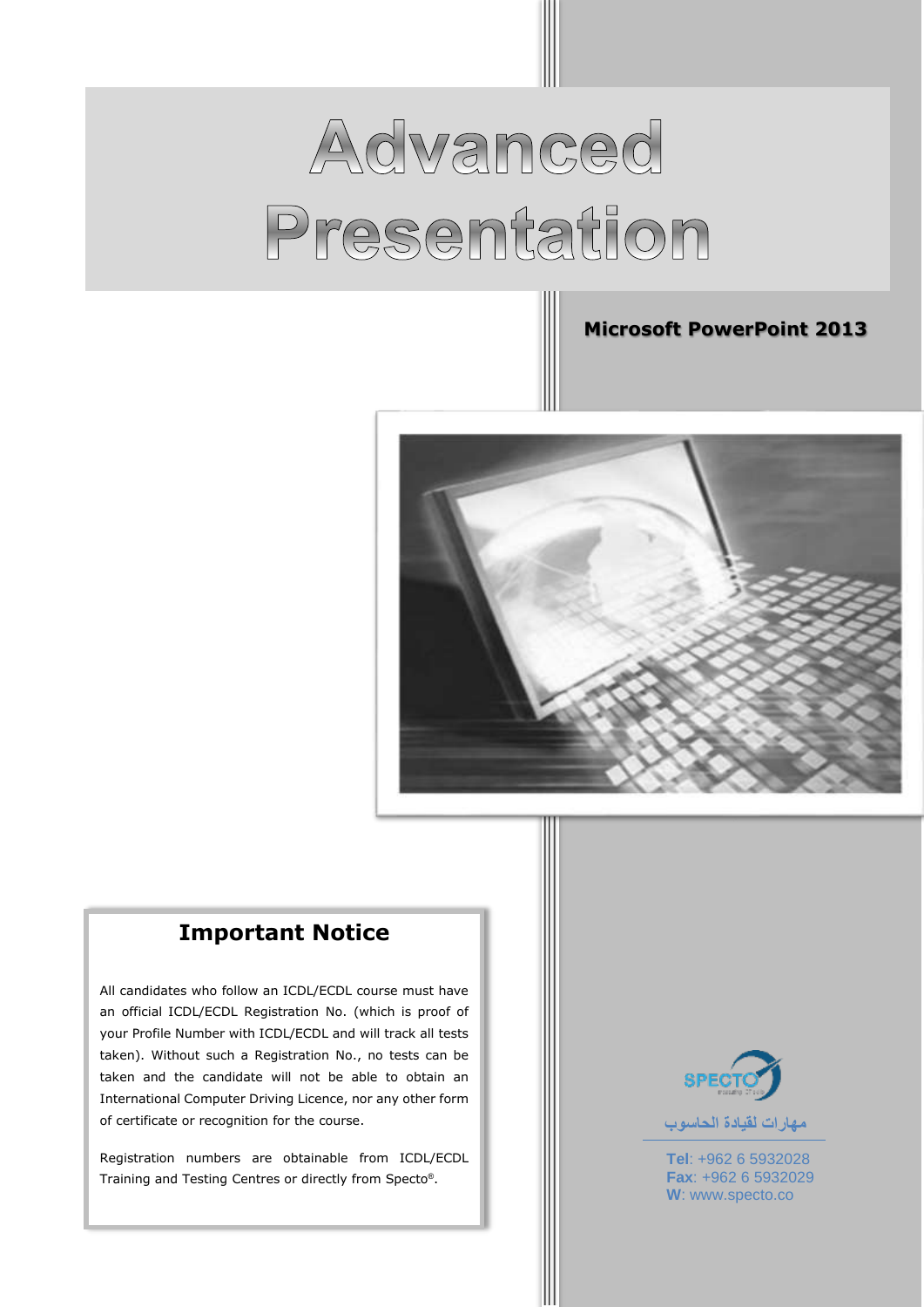# Advanced Presentation

**Microsoft PowerPoint 2013**

## Important Notice

All candidates who follow an ICDL/ECDL course must have an official ICDL/ECDL Registration No. (which is proof of your Profile Number with ICDL/ECDL and will track all tests taken). Without such a Registration No., no tests can be taken and the candidate will not be able to obtain an International Computer Driving Licence, nor any other form of certificate or recognition for the course.

Registration numbers are obtainable from ICDL/ECDL Training and Testing Centres or directly from Specto®.

SPECTO

مهارات لقيادة الحاسوب

**Tel**: +962 6 5932028
**Fax**: +962 6 5932029
**W**: www.specto.co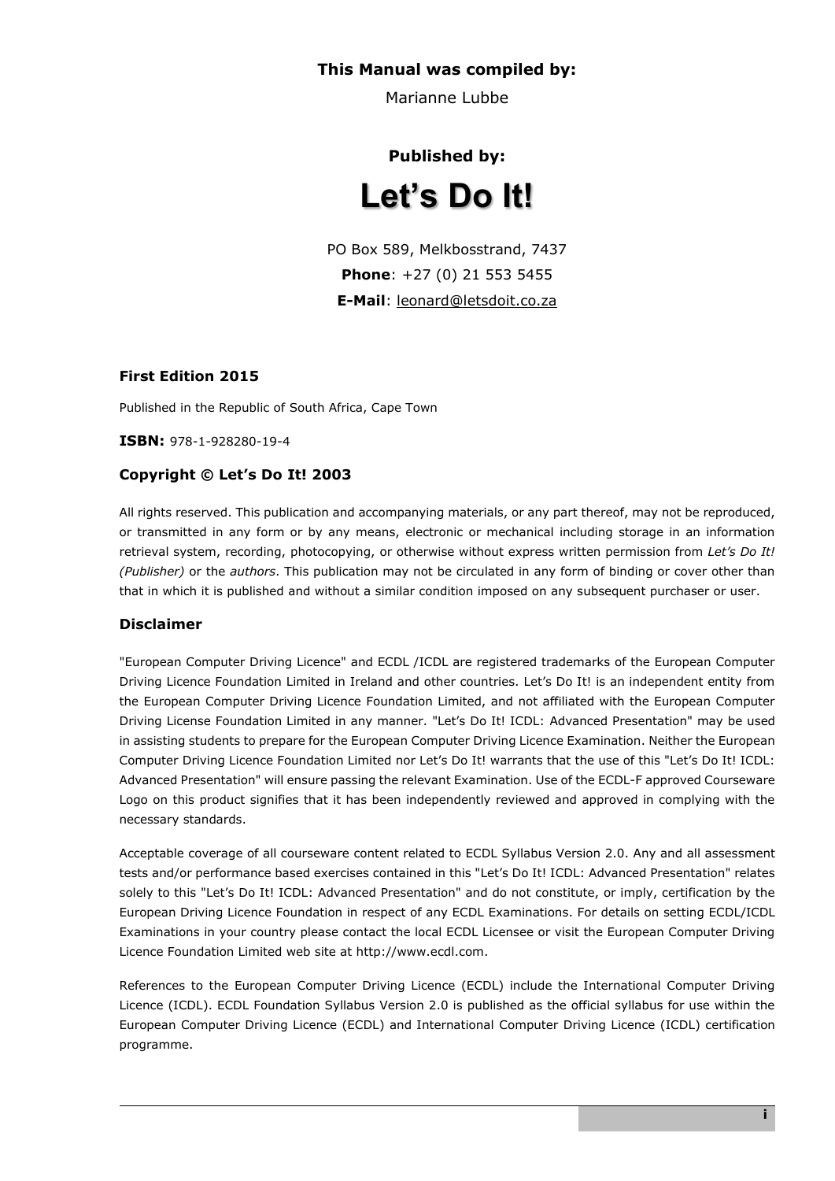**This Manual was compiled by:**

Marianne Lubbe

**Published by:**

# Let's Do It!

PO Box 589, Melkbosstrand, 7437

**Phone**: +27 (0) 21 553 5455

**E-Mail**: leonard@letsdoit.co.za

**First Edition 2015**

Published in the Republic of South Africa, Cape Town

**ISBN:** 978-1-928280-19-4

### Copyright © Let's Do It! 2003

All rights reserved. This publication and accompanying materials, or any part thereof, may not be reproduced, or transmitted in any form or by any means, electronic or mechanical including storage in an information retrieval system, recording, photocopying, or otherwise without express written permission from *Let's Do It! (Publisher)* or the *authors*. This publication may not be circulated in any form of binding or cover other than that in which it is published and without a similar condition imposed on any subsequent purchaser or user.

### Disclaimer

"European Computer Driving Licence" and ECDL /ICDL are registered trademarks of the European Computer Driving Licence Foundation Limited in Ireland and other countries. Let's Do It! is an independent entity from the European Computer Driving Licence Foundation Limited, and not affiliated with the European Computer Driving License Foundation Limited in any manner. "Let's Do It! ICDL: Advanced Presentation" may be used in assisting students to prepare for the European Computer Driving Licence Examination. Neither the European Computer Driving Licence Foundation Limited nor Let's Do It! warrants that the use of this "Let's Do It! ICDL: Advanced Presentation" will ensure passing the relevant Examination. Use of the ECDL-F approved Courseware Logo on this product signifies that it has been independently reviewed and approved in complying with the necessary standards.

Acceptable coverage of all courseware content related to ECDL Syllabus Version 2.0. Any and all assessment tests and/or performance based exercises contained in this "Let's Do It! ICDL: Advanced Presentation" relates solely to this "Let's Do It! ICDL: Advanced Presentation" and do not constitute, or imply, certification by the European Driving Licence Foundation in respect of any ECDL Examinations. For details on setting ECDL/ICDL Examinations in your country please contact the local ECDL Licensee or visit the European Computer Driving Licence Foundation Limited web site at http://www.ecdl.com.

References to the European Computer Driving Licence (ECDL) include the International Computer Driving Licence (ICDL). ECDL Foundation Syllabus Version 2.0 is published as the official syllabus for use within the European Computer Driving Licence (ECDL) and International Computer Driving Licence (ICDL) certification programme.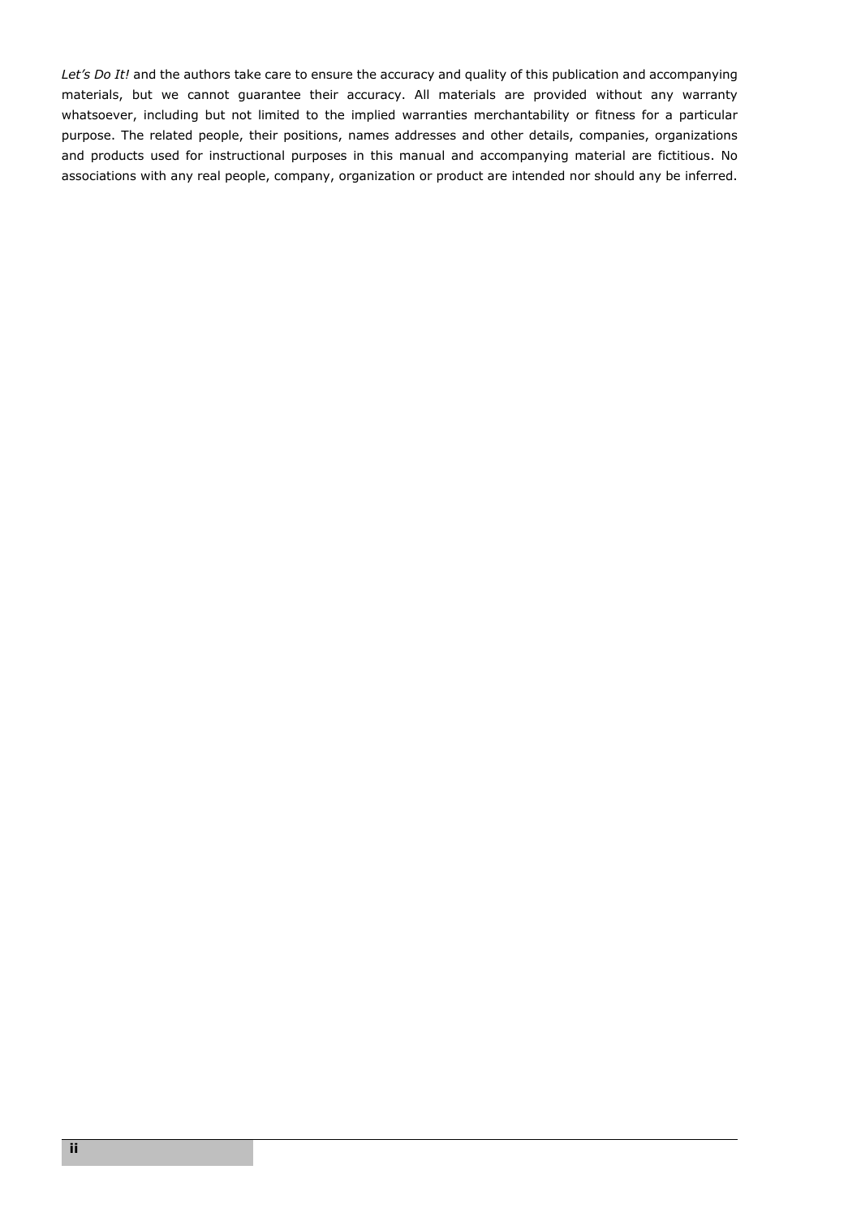*Let's Do It!* and the authors take care to ensure the accuracy and quality of this publication and accompanying materials, but we cannot guarantee their accuracy. All materials are provided without any warranty whatsoever, including but not limited to the implied warranties merchantability or fitness for a particular purpose. The related people, their positions, names addresses and other details, companies, organizations and products used for instructional purposes in this manual and accompanying material are fictitious. No associations with any real people, company, organization or product are intended nor should any be inferred.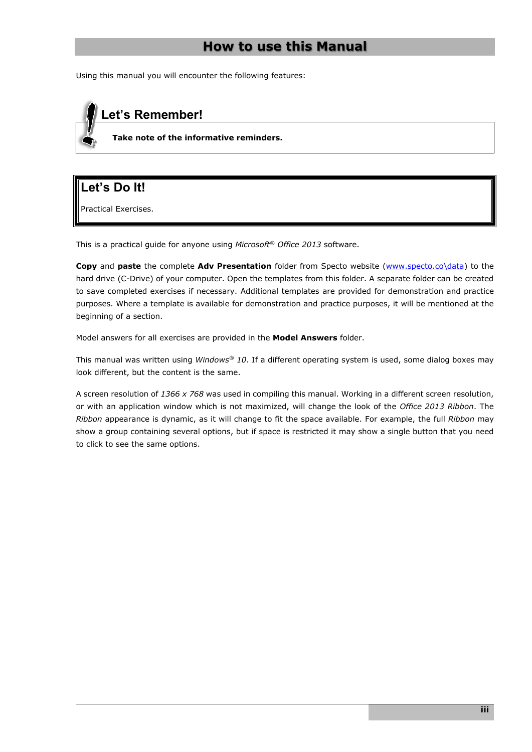# How to use this Manual

Using this manual you will encounter the following features:

## Let's Remember!

**Take note of the informative reminders.**

## Let's Do It!

Practical Exercises.

This is a practical guide for anyone using *Microsoft® Office 2013* software.

**Copy** and **paste** the complete **Adv Presentation** folder from Specto website (www.specto.co\data) to the hard drive (C-Drive) of your computer. Open the templates from this folder. A separate folder can be created to save completed exercises if necessary. Additional templates are provided for demonstration and practice purposes. Where a template is available for demonstration and practice purposes, it will be mentioned at the beginning of a section.

Model answers for all exercises are provided in the **Model Answers** folder.

This manual was written using *Windows® 10*. If a different operating system is used, some dialog boxes may look different, but the content is the same.

A screen resolution of *1366 x 768* was used in compiling this manual. Working in a different screen resolution, or with an application window which is not maximized, will change the look of the *Office 2013 Ribbon*. The *Ribbon* appearance is dynamic, as it will change to fit the space available. For example, the full *Ribbon* may show a group containing several options, but if space is restricted it may show a single button that you need to click to see the same options.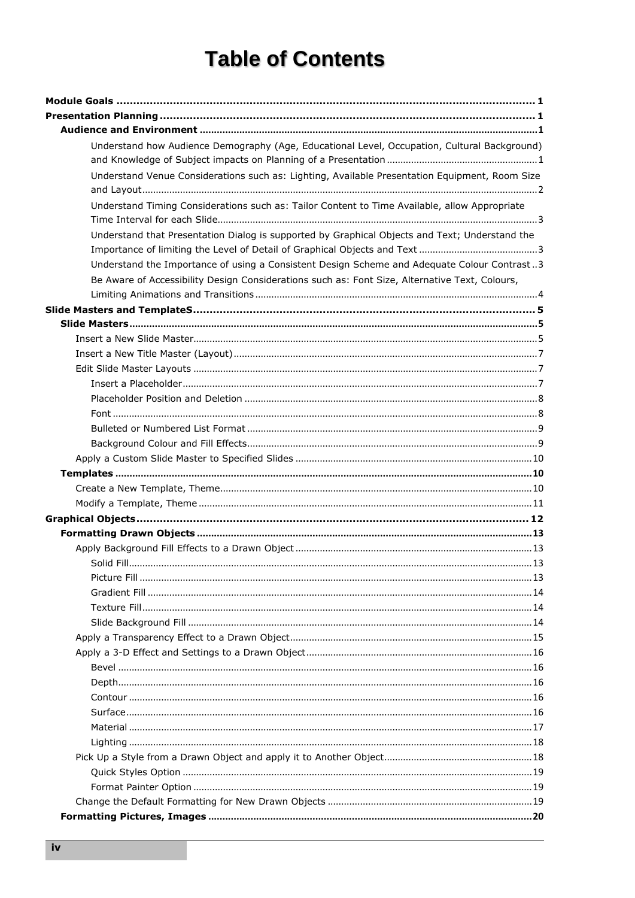# Table of Contents

**Module Goals** .......... **1**

**Presentation Planning** .......... **1**

- **Audience and Environment** .......... **1**
    - Understand how Audience Demography (Age, Educational Level, Occupation, Cultural Background) and Knowledge of Subject impacts on Planning of a Presentation .......... 1
    - Understand Venue Considerations such as: Lighting, Available Presentation Equipment, Room Size and Layout .......... 2
    - Understand Timing Considerations such as: Tailor Content to Time Available, allow Appropriate Time Interval for each Slide .......... 3
    - Understand that Presentation Dialog is supported by Graphical Objects and Text; Understand the Importance of limiting the Level of Detail of Graphical Objects and Text .......... 3
    - Understand the Importance of using a Consistent Design Scheme and Adequate Colour Contrast .......... 3
    - Be Aware of Accessibility Design Considerations such as: Font Size, Alternative Text, Colours, Limiting Animations and Transitions .......... 4

**Slide Masters and TemplateS** .......... **5**

- **Slide Masters** .......... **5**
    - Insert a New Slide Master .......... 5
    - Insert a New Title Master (Layout) .......... 7
    - Edit Slide Master Layouts .......... 7
        - Insert a Placeholder .......... 7
        - Placeholder Position and Deletion .......... 8
        - Font .......... 8
        - Bulleted or Numbered List Format .......... 9
        - Background Colour and Fill Effects .......... 9
    - Apply a Custom Slide Master to Specified Slides .......... 10
- **Templates** .......... **10**
    - Create a New Template, Theme .......... 10
    - Modify a Template, Theme .......... 11

**Graphical Objects** .......... **12**

- **Formatting Drawn Objects** .......... **13**
    - Apply Background Fill Effects to a Drawn Object .......... 13
        - Solid Fill .......... 13
        - Picture Fill .......... 13
        - Gradient Fill .......... 14
        - Texture Fill .......... 14
        - Slide Background Fill .......... 14
    - Apply a Transparency Effect to a Drawn Object .......... 15
    - Apply a 3-D Effect and Settings to a Drawn Object .......... 16
        - Bevel .......... 16
        - Depth .......... 16
        - Contour .......... 16
        - Surface .......... 16
        - Material .......... 17
        - Lighting .......... 18
    - Pick Up a Style from a Drawn Object and apply it to Another Object .......... 18
        - Quick Styles Option .......... 19
        - Format Painter Option .......... 19
    - Change the Default Formatting for New Drawn Objects .......... 19
- **Formatting Pictures, Images** .......... **20**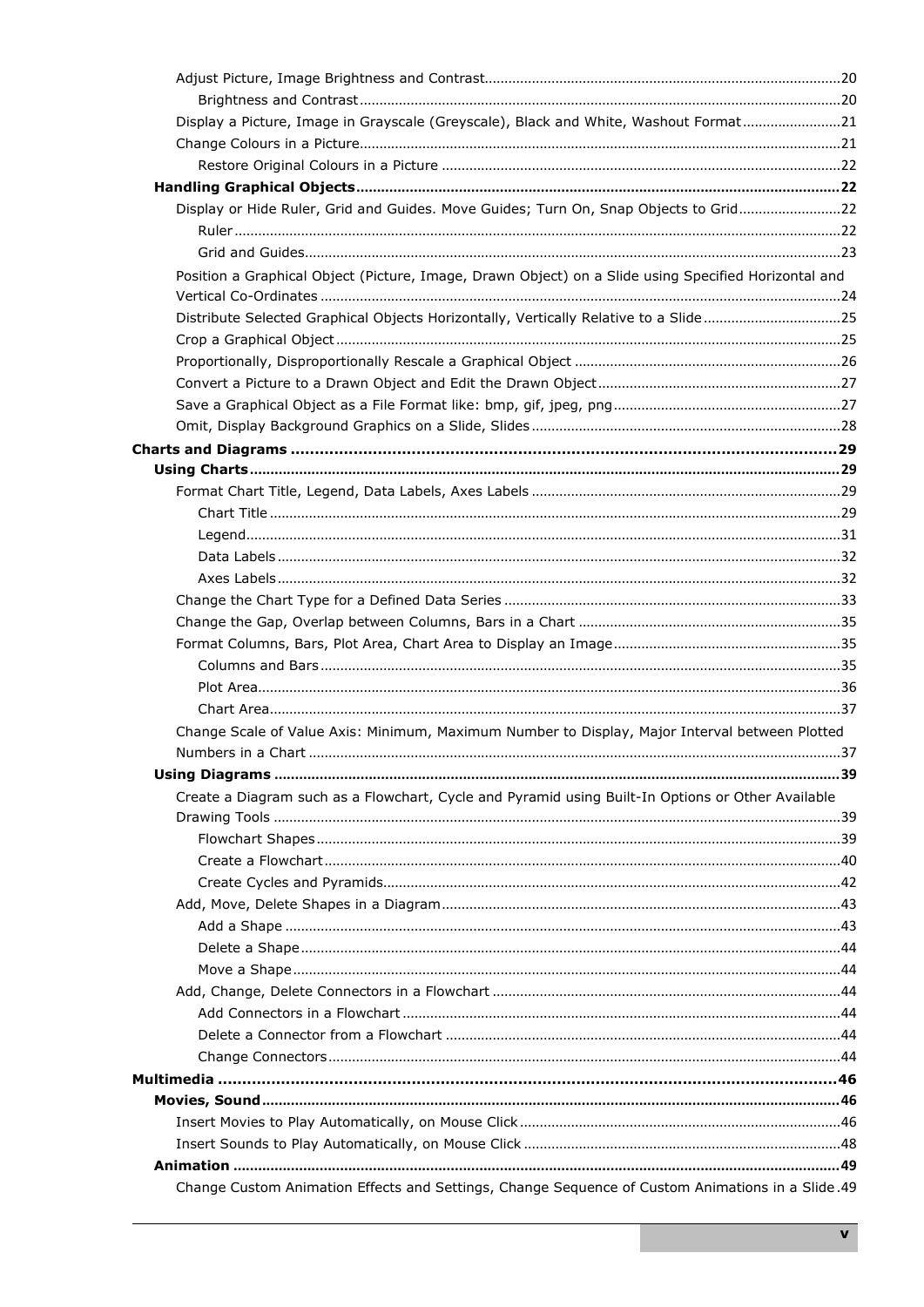- Adjust Picture, Image Brightness and Contrast .... 20
  - Brightness and Contrast .... 20
- Display a Picture, Image in Grayscale (Greyscale), Black and White, Washout Format .... 21
- Change Colours in a Picture .... 21
  - Restore Original Colours in a Picture .... 22

**Handling Graphical Objects** .... 22

- Display or Hide Ruler, Grid and Guides. Move Guides; Turn On, Snap Objects to Grid .... 22
  - Ruler .... 22
  - Grid and Guides .... 23
- Position a Graphical Object (Picture, Image, Drawn Object) on a Slide using Specified Horizontal and Vertical Co-Ordinates .... 24
- Distribute Selected Graphical Objects Horizontally, Vertically Relative to a Slide .... 25
- Crop a Graphical Object .... 25
- Proportionally, Disproportionally Rescale a Graphical Object .... 26
- Convert a Picture to a Drawn Object and Edit the Drawn Object .... 27
- Save a Graphical Object as a File Format like: bmp, gif, jpeg, png .... 27
- Omit, Display Background Graphics on a Slide, Slides .... 28

**Charts and Diagrams** .... 29

**Using Charts** .... 29

- Format Chart Title, Legend, Data Labels, Axes Labels .... 29
  - Chart Title .... 29
  - Legend .... 31
  - Data Labels .... 32
  - Axes Labels .... 32
- Change the Chart Type for a Defined Data Series .... 33
- Change the Gap, Overlap between Columns, Bars in a Chart .... 35
- Format Columns, Bars, Plot Area, Chart Area to Display an Image .... 35
  - Columns and Bars .... 35
  - Plot Area .... 36
  - Chart Area .... 37
- Change Scale of Value Axis: Minimum, Maximum Number to Display, Major Interval between Plotted Numbers in a Chart .... 37

**Using Diagrams** .... 39

- Create a Diagram such as a Flowchart, Cycle and Pyramid using Built-In Options or Other Available Drawing Tools .... 39
  - Flowchart Shapes .... 39
  - Create a Flowchart .... 40
  - Create Cycles and Pyramids .... 42
- Add, Move, Delete Shapes in a Diagram .... 43
  - Add a Shape .... 43
  - Delete a Shape .... 44
  - Move a Shape .... 44
- Add, Change, Delete Connectors in a Flowchart .... 44
  - Add Connectors in a Flowchart .... 44
  - Delete a Connector from a Flowchart .... 44
  - Change Connectors .... 44

**Multimedia** .... 46

**Movies, Sound** .... 46

- Insert Movies to Play Automatically, on Mouse Click .... 46
- Insert Sounds to Play Automatically, on Mouse Click .... 48

**Animation** .... 49

- Change Custom Animation Effects and Settings, Change Sequence of Custom Animations in a Slide .... 49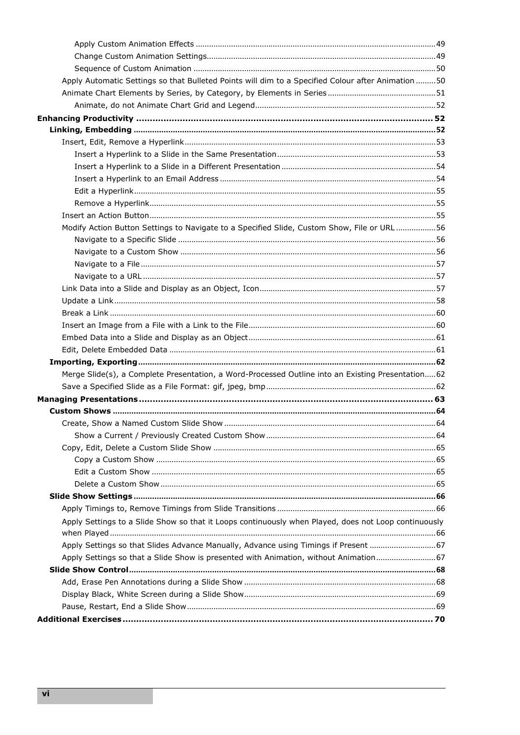- Apply Custom Animation Effects ........ 49
- Change Custom Animation Settings ........ 49
- Sequence of Custom Animation ........ 50

Apply Automatic Settings so that Bulleted Points will dim to a Specified Colour after Animation ........ 50

Animate Chart Elements by Series, by Category, by Elements in Series ........ 51

- Animate, do not Animate Chart Grid and Legend ........ 52

**Enhancing Productivity ........ 52**

**Linking, Embedding ........ 52**

Insert, Edit, Remove a Hyperlink ........ 53

- Insert a Hyperlink to a Slide in the Same Presentation ........ 53
- Insert a Hyperlink to a Slide in a Different Presentation ........ 54
- Insert a Hyperlink to an Email Address ........ 54
- Edit a Hyperlink ........ 55
- Remove a Hyperlink ........ 55

Insert an Action Button ........ 55

Modify Action Button Settings to Navigate to a Specified Slide, Custom Show, File or URL ........ 56

- Navigate to a Specific Slide ........ 56
- Navigate to a Custom Show ........ 56
- Navigate to a File ........ 57
- Navigate to a URL ........ 57

Link Data into a Slide and Display as an Object, Icon ........ 57

Update a Link ........ 58

Break a Link ........ 60

Insert an Image from a File with a Link to the File ........ 60

Embed Data into a Slide and Display as an Object ........ 61

Edit, Delete Embedded Data ........ 61

**Importing, Exporting ........ 62**

Merge Slide(s), a Complete Presentation, a Word-Processed Outline into an Existing Presentation ........ 62

Save a Specified Slide as a File Format: gif, jpeg, bmp ........ 62

**Managing Presentations ........ 63**

**Custom Shows ........ 64**

Create, Show a Named Custom Slide Show ........ 64

- Show a Current / Previously Created Custom Show ........ 64

Copy, Edit, Delete a Custom Slide Show ........ 65

- Copy a Custom Show ........ 65
- Edit a Custom Show ........ 65
- Delete a Custom Show ........ 65

**Slide Show Settings ........ 66**

Apply Timings to, Remove Timings from Slide Transitions ........ 66

Apply Settings to a Slide Show so that it Loops continuously when Played, does not Loop continuously when Played ........ 66

Apply Settings so that Slides Advance Manually, Advance using Timings if Present ........ 67

Apply Settings so that a Slide Show is presented with Animation, without Animation ........ 67

**Slide Show Control ........ 68**

Add, Erase Pen Annotations during a Slide Show ........ 68

Display Black, White Screen during a Slide Show ........ 69

Pause, Restart, End a Slide Show ........ 69

**Additional Exercises ........ 70**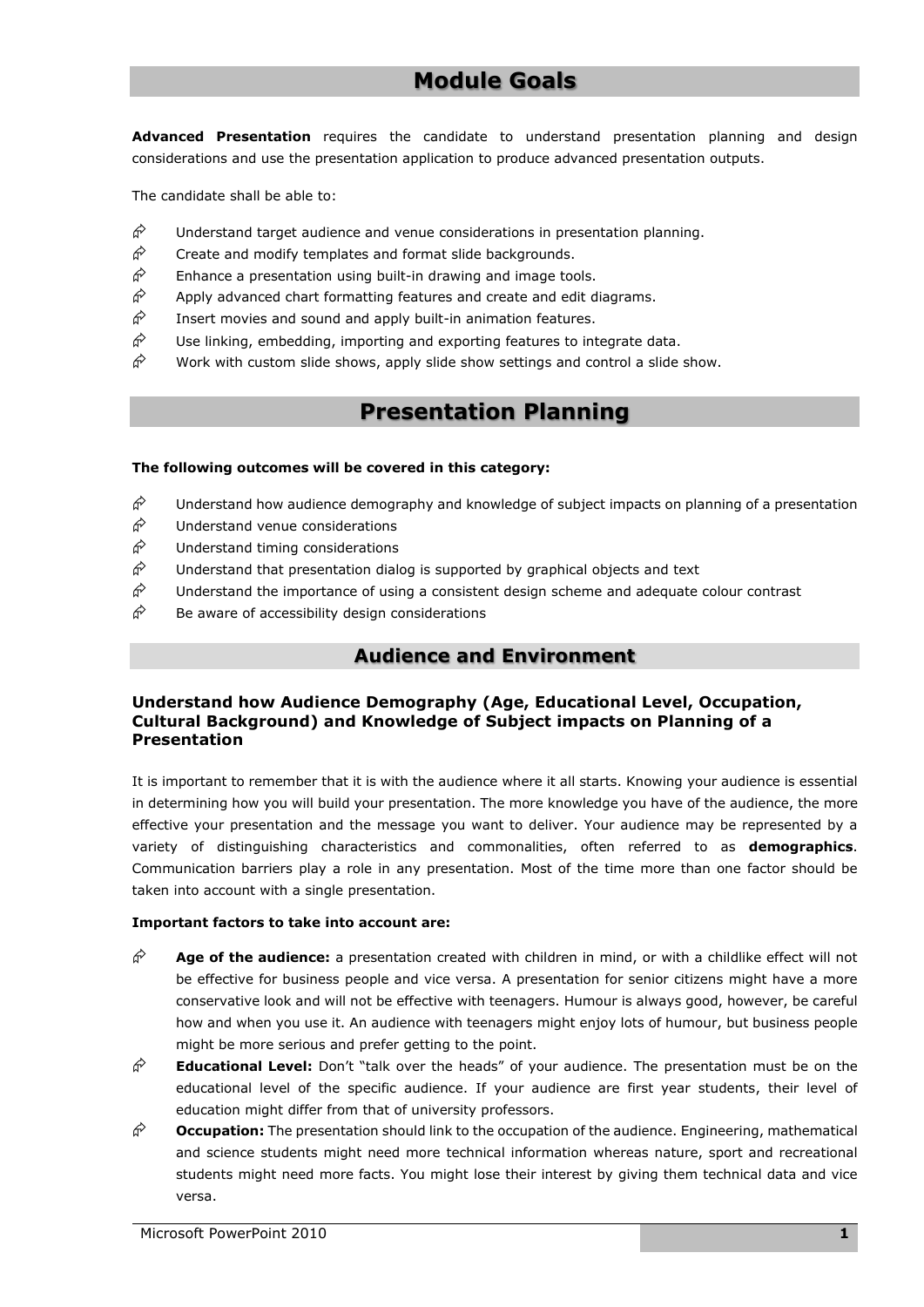# Module Goals

**Advanced Presentation** requires the candidate to understand presentation planning and design considerations and use the presentation application to produce advanced presentation outputs.

The candidate shall be able to:

- Understand target audience and venue considerations in presentation planning.
- Create and modify templates and format slide backgrounds.
- Enhance a presentation using built-in drawing and image tools.
- Apply advanced chart formatting features and create and edit diagrams.
- Insert movies and sound and apply built-in animation features.
- Use linking, embedding, importing and exporting features to integrate data.
- Work with custom slide shows, apply slide show settings and control a slide show.

# Presentation Planning

**The following outcomes will be covered in this category:**

- Understand how audience demography and knowledge of subject impacts on planning of a presentation
- Understand venue considerations
- Understand timing considerations
- Understand that presentation dialog is supported by graphical objects and text
- Understand the importance of using a consistent design scheme and adequate colour contrast
- Be aware of accessibility design considerations

## Audience and Environment

### Understand how Audience Demography (Age, Educational Level, Occupation, Cultural Background) and Knowledge of Subject impacts on Planning of a Presentation

It is important to remember that it is with the audience where it all starts. Knowing your audience is essential in determining how you will build your presentation. The more knowledge you have of the audience, the more effective your presentation and the message you want to deliver. Your audience may be represented by a variety of distinguishing characteristics and commonalities, often referred to as **demographics**. Communication barriers play a role in any presentation. Most of the time more than one factor should be taken into account with a single presentation.

**Important factors to take into account are:**

- **Age of the audience:** a presentation created with children in mind, or with a childlike effect will not be effective for business people and vice versa. A presentation for senior citizens might have a more conservative look and will not be effective with teenagers. Humour is always good, however, be careful how and when you use it. An audience with teenagers might enjoy lots of humour, but business people might be more serious and prefer getting to the point.
- **Educational Level:** Don't "talk over the heads" of your audience. The presentation must be on the educational level of the specific audience. If your audience are first year students, their level of education might differ from that of university professors.
- **Occupation:** The presentation should link to the occupation of the audience. Engineering, mathematical and science students might need more technical information whereas nature, sport and recreational students might need more facts. You might lose their interest by giving them technical data and vice versa.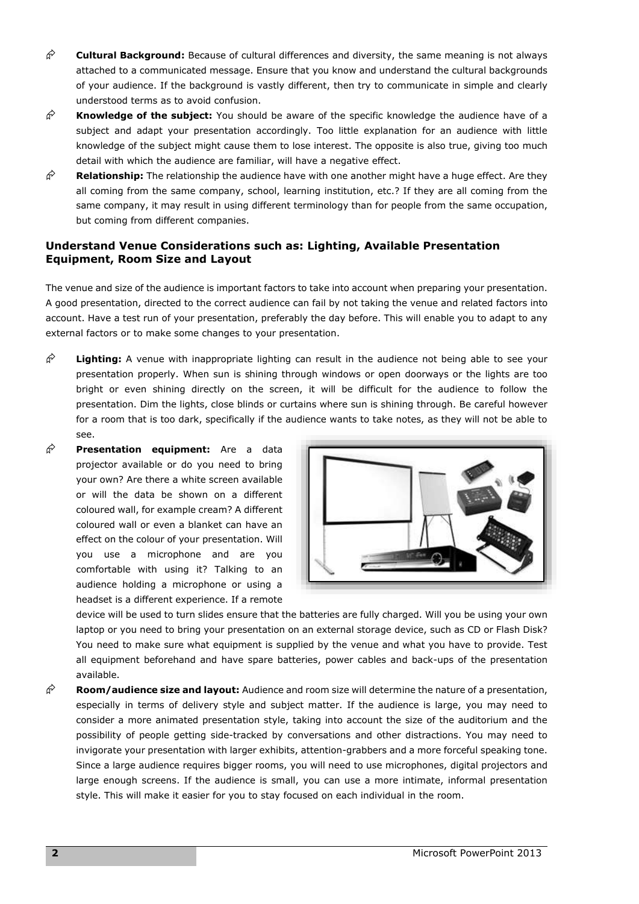- **Cultural Background:** Because of cultural differences and diversity, the same meaning is not always attached to a communicated message. Ensure that you know and understand the cultural backgrounds of your audience. If the background is vastly different, then try to communicate in simple and clearly understood terms as to avoid confusion.
- **Knowledge of the subject:** You should be aware of the specific knowledge the audience have of a subject and adapt your presentation accordingly. Too little explanation for an audience with little knowledge of the subject might cause them to lose interest. The opposite is also true, giving too much detail with which the audience are familiar, will have a negative effect.
- **Relationship:** The relationship the audience have with one another might have a huge effect. Are they all coming from the same company, school, learning institution, etc.? If they are all coming from the same company, it may result in using different terminology than for people from the same occupation, but coming from different companies.

### Understand Venue Considerations such as: Lighting, Available Presentation Equipment, Room Size and Layout

The venue and size of the audience is important factors to take into account when preparing your presentation. A good presentation, directed to the correct audience can fail by not taking the venue and related factors into account. Have a test run of your presentation, preferably the day before. This will enable you to adapt to any external factors or to make some changes to your presentation.

- **Lighting:** A venue with inappropriate lighting can result in the audience not being able to see your presentation properly. When sun is shining through windows or open doorways or the lights are too bright or even shining directly on the screen, it will be difficult for the audience to follow the presentation. Dim the lights, close blinds or curtains where sun is shining through. Be careful however for a room that is too dark, specifically if the audience wants to take notes, as they will not be able to see.
- **Presentation equipment:** Are a data projector available or do you need to bring your own? Are there a white screen available or will the data be shown on a different coloured wall, for example cream? A different coloured wall or even a blanket can have an effect on the colour of your presentation. Will you use a microphone and are you comfortable with using it? Talking to an audience holding a microphone or using a headset is a different experience. If a remote device will be used to turn slides ensure that the batteries are fully charged. Will you be using your own laptop or you need to bring your presentation on an external storage device, such as CD or Flash Disk? You need to make sure what equipment is supplied by the venue and what you have to provide. Test all equipment beforehand and have spare batteries, power cables and back-ups of the presentation available.
- **Room/audience size and layout:** Audience and room size will determine the nature of a presentation, especially in terms of delivery style and subject matter. If the audience is large, you may need to consider a more animated presentation style, taking into account the size of the auditorium and the possibility of people getting side-tracked by conversations and other distractions. You may need to invigorate your presentation with larger exhibits, attention-grabbers and a more forceful speaking tone. Since a large audience requires bigger rooms, you will need to use microphones, digital projectors and large enough screens. If the audience is small, you can use a more intimate, informal presentation style. This will make it easier for you to stay focused on each individual in the room.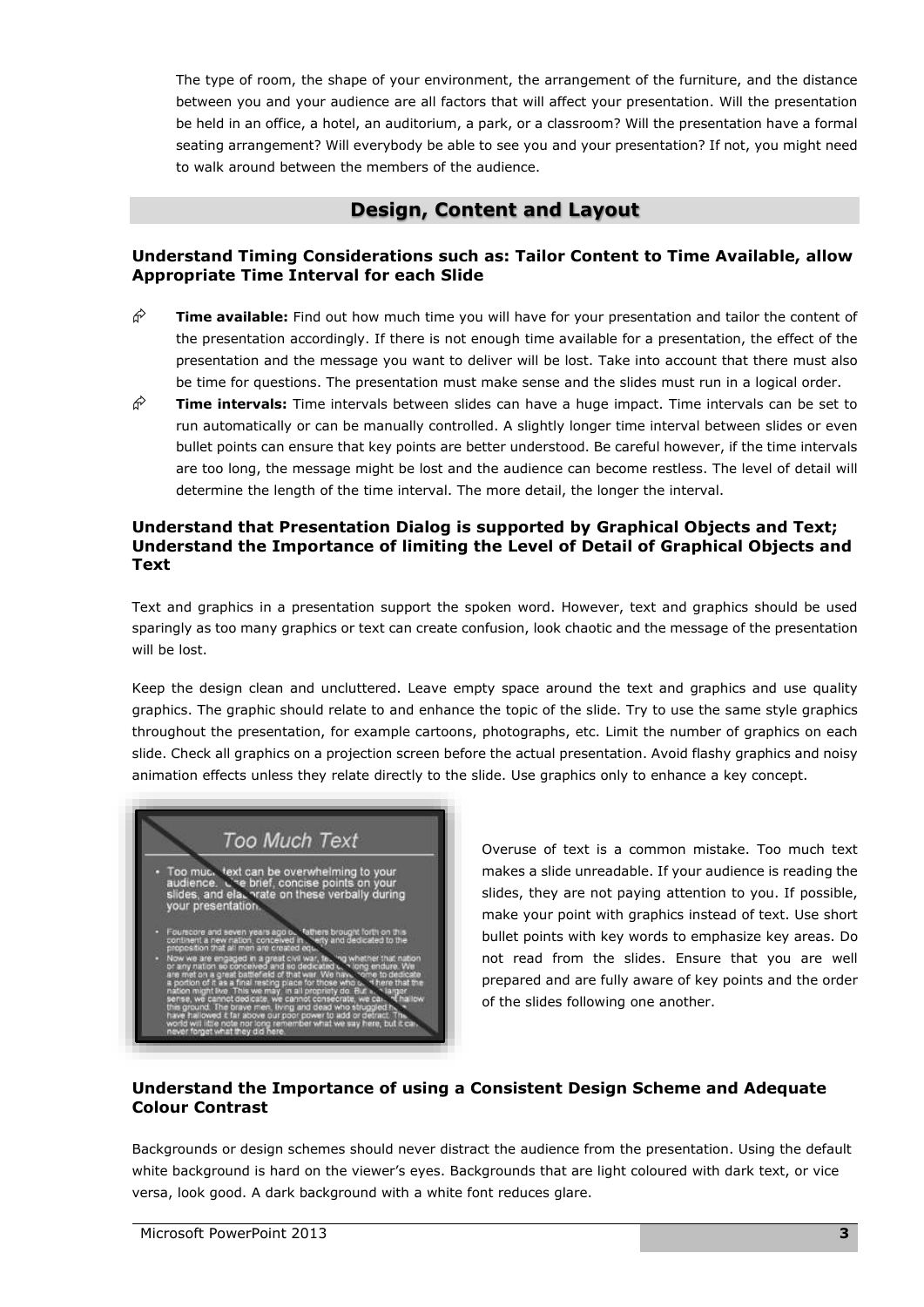The type of room, the shape of your environment, the arrangement of the furniture, and the distance between you and your audience are all factors that will affect your presentation. Will the presentation be held in an office, a hotel, an auditorium, a park, or a classroom? Will the presentation have a formal seating arrangement? Will everybody be able to see you and your presentation? If not, you might need to walk around between the members of the audience.

## Design, Content and Layout

### Understand Timing Considerations such as: Tailor Content to Time Available, allow Appropriate Time Interval for each Slide

- **Time available:** Find out how much time you will have for your presentation and tailor the content of the presentation accordingly. If there is not enough time available for a presentation, the effect of the presentation and the message you want to deliver will be lost. Take into account that there must also be time for questions. The presentation must make sense and the slides must run in a logical order.
- **Time intervals:** Time intervals between slides can have a huge impact. Time intervals can be set to run automatically or can be manually controlled. A slightly longer time interval between slides or even bullet points can ensure that key points are better understood. Be careful however, if the time intervals are too long, the message might be lost and the audience can become restless. The level of detail will determine the length of the time interval. The more detail, the longer the interval.

### Understand that Presentation Dialog is supported by Graphical Objects and Text; Understand the Importance of limiting the Level of Detail of Graphical Objects and Text

Text and graphics in a presentation support the spoken word. However, text and graphics should be used sparingly as too many graphics or text can create confusion, look chaotic and the message of the presentation will be lost.

Keep the design clean and uncluttered. Leave empty space around the text and graphics and use quality graphics. The graphic should relate to and enhance the topic of the slide. Try to use the same style graphics throughout the presentation, for example cartoons, photographs, etc. Limit the number of graphics on each slide. Check all graphics on a projection screen before the actual presentation. Avoid flashy graphics and noisy animation effects unless they relate directly to the slide. Use graphics only to enhance a key concept.

Overuse of text is a common mistake. Too much text makes a slide unreadable. If your audience is reading the slides, they are not paying attention to you. If possible, make your point with graphics instead of text. Use short bullet points with key words to emphasize key areas. Do not read from the slides. Ensure that you are well prepared and are fully aware of key points and the order of the slides following one another.

### Understand the Importance of using a Consistent Design Scheme and Adequate Colour Contrast

Backgrounds or design schemes should never distract the audience from the presentation. Using the default white background is hard on the viewer's eyes. Backgrounds that are light coloured with dark text, or vice versa, look good. A dark background with a white font reduces glare.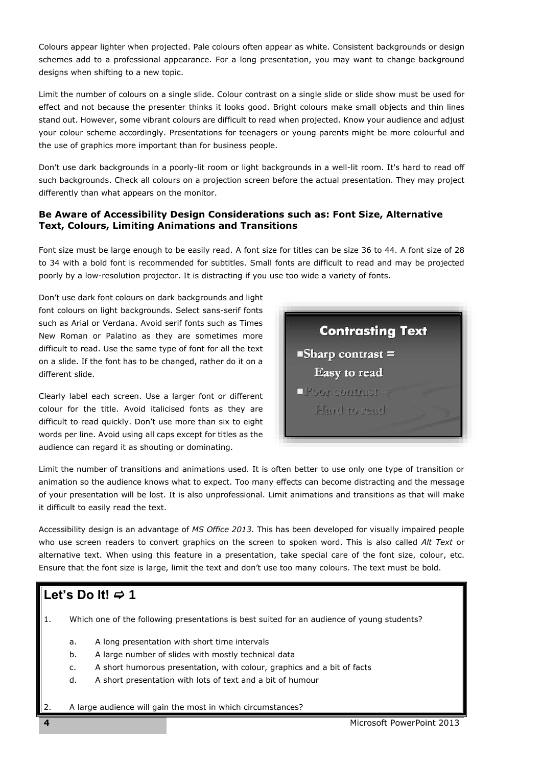Colours appear lighter when projected. Pale colours often appear as white. Consistent backgrounds or design schemes add to a professional appearance. For a long presentation, you may want to change background designs when shifting to a new topic.

Limit the number of colours on a single slide. Colour contrast on a single slide or slide show must be used for effect and not because the presenter thinks it looks good. Bright colours make small objects and thin lines stand out. However, some vibrant colours are difficult to read when projected. Know your audience and adjust your colour scheme accordingly. Presentations for teenagers or young parents might be more colourful and the use of graphics more important than for business people.

Don't use dark backgrounds in a poorly-lit room or light backgrounds in a well-lit room. It's hard to read off such backgrounds. Check all colours on a projection screen before the actual presentation. They may project differently than what appears on the monitor.

### Be Aware of Accessibility Design Considerations such as: Font Size, Alternative Text, Colours, Limiting Animations and Transitions

Font size must be large enough to be easily read. A font size for titles can be size 36 to 44. A font size of 28 to 34 with a bold font is recommended for subtitles. Small fonts are difficult to read and may be projected poorly by a low-resolution projector. It is distracting if you use too wide a variety of fonts.

Don't use dark font colours on dark backgrounds and light font colours on light backgrounds. Select sans-serif fonts such as Arial or Verdana. Avoid serif fonts such as Times New Roman or Palatino as they are sometimes more difficult to read. Use the same type of font for all the text on a slide. If the font has to be changed, rather do it on a different slide.

Contrasting Text
- Sharp contrast = Easy to read
- Poor contrast = Hard to read

Clearly label each screen. Use a larger font or different colour for the title. Avoid italicised fonts as they are difficult to read quickly. Don't use more than six to eight words per line. Avoid using all caps except for titles as the audience can regard it as shouting or dominating.

Limit the number of transitions and animations used. It is often better to use only one type of transition or animation so the audience knows what to expect. Too many effects can become distracting and the message of your presentation will be lost. It is also unprofessional. Limit animations and transitions as that will make it difficult to easily read the text.

Accessibility design is an advantage of *MS Office 2013*. This has been developed for visually impaired people who use screen readers to convert graphics on the screen to spoken word. This is also called *Alt Text* or alternative text. When using this feature in a presentation, take special care of the font size, colour, etc. Ensure that the font size is large, limit the text and don't use too many colours. The text must be bold.

## Let's Do It! ⇨ 1

1. Which one of the following presentations is best suited for an audience of young students?

   a. A long presentation with short time intervals
   b. A large number of slides with mostly technical data
   c. A short humorous presentation, with colour, graphics and a bit of facts
   d. A short presentation with lots of text and a bit of humour

2. A large audience will gain the most in which circumstances?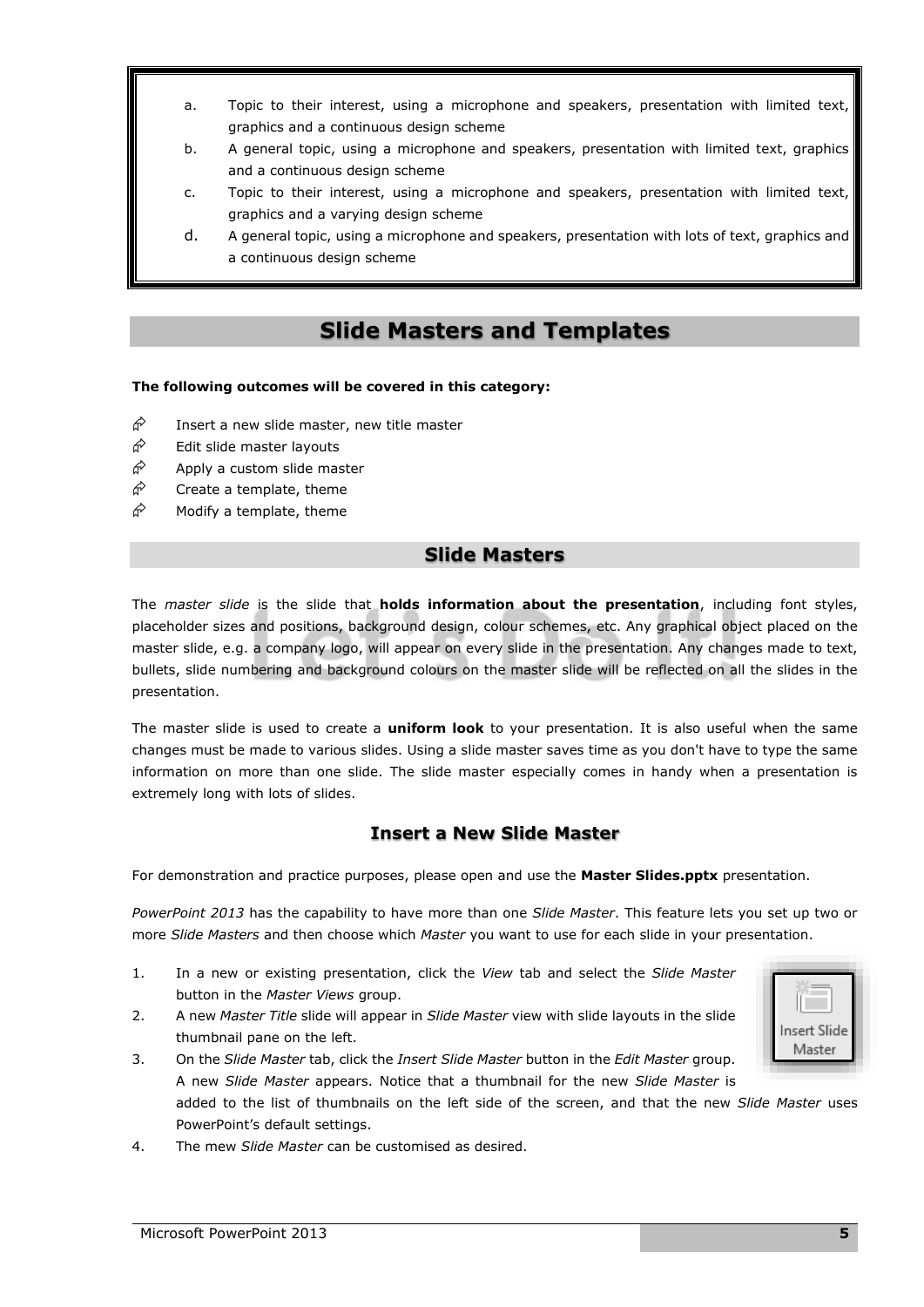a. Topic to their interest, using a microphone and speakers, presentation with limited text, graphics and a continuous design scheme

b. A general topic, using a microphone and speakers, presentation with limited text, graphics and a continuous design scheme

c. Topic to their interest, using a microphone and speakers, presentation with limited text, graphics and a varying design scheme

d. A general topic, using a microphone and speakers, presentation with lots of text, graphics and a continuous design scheme

# Slide Masters and Templates

**The following outcomes will be covered in this category:**

- Insert a new slide master, new title master
- Edit slide master layouts
- Apply a custom slide master
- Create a template, theme
- Modify a template, theme

## Slide Masters

The *master slide* is the slide that **holds information about the presentation**, including font styles, placeholder sizes and positions, background design, colour schemes, etc. Any graphical object placed on the master slide, e.g. a company logo, will appear on every slide in the presentation. Any changes made to text, bullets, slide numbering and background colours on the master slide will be reflected on all the slides in the presentation.

The master slide is used to create a **uniform look** to your presentation. It is also useful when the same changes must be made to various slides. Using a slide master saves time as you don't have to type the same information on more than one slide. The slide master especially comes in handy when a presentation is extremely long with lots of slides.

### Insert a New Slide Master

For demonstration and practice purposes, please open and use the **Master Slides.pptx** presentation.

*PowerPoint 2013* has the capability to have more than one *Slide Master*. This feature lets you set up two or more *Slide Masters* and then choose which *Master* you want to use for each slide in your presentation.

1. In a new or existing presentation, click the *View* tab and select the *Slide Master* button in the *Master Views* group.
2. A new *Master Title* slide will appear in *Slide Master* view with slide layouts in the slide thumbnail pane on the left.
3. On the *Slide Master* tab, click the *Insert Slide Master* button in the *Edit Master* group. A new *Slide Master* appears. Notice that a thumbnail for the new *Slide Master* is added to the list of thumbnails on the left side of the screen, and that the new *Slide Master* uses PowerPoint's default settings.
4. The mew *Slide Master* can be customised as desired.

Insert Slide Master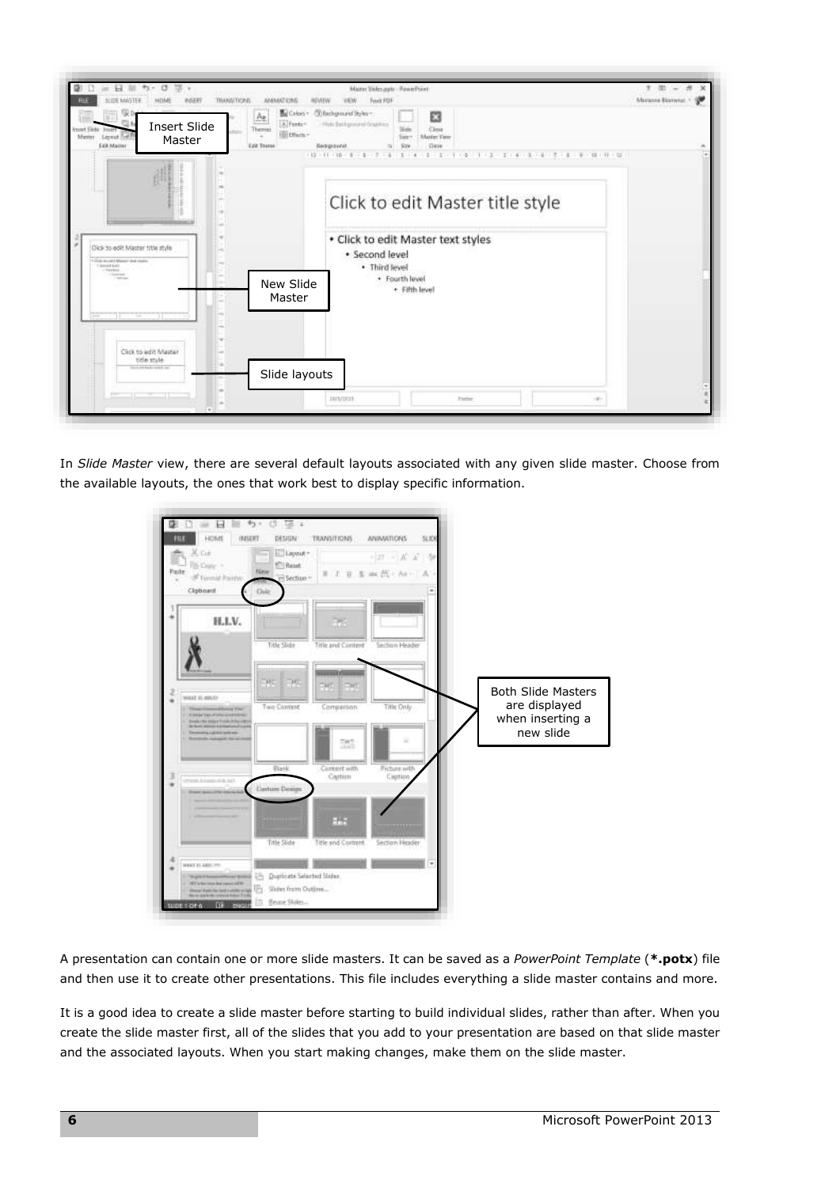In *Slide Master* view, there are several default layouts associated with any given slide master. Choose from the available layouts, the ones that work best to display specific information.

A presentation can contain one or more slide masters. It can be saved as a *PowerPoint Template* (**\*.potx**) file and then use it to create other presentations. This file includes everything a slide master contains and more.

It is a good idea to create a slide master before starting to build individual slides, rather than after. When you create the slide master first, all of the slides that you add to your presentation are based on that slide master and the associated layouts. When you start making changes, make them on the slide master.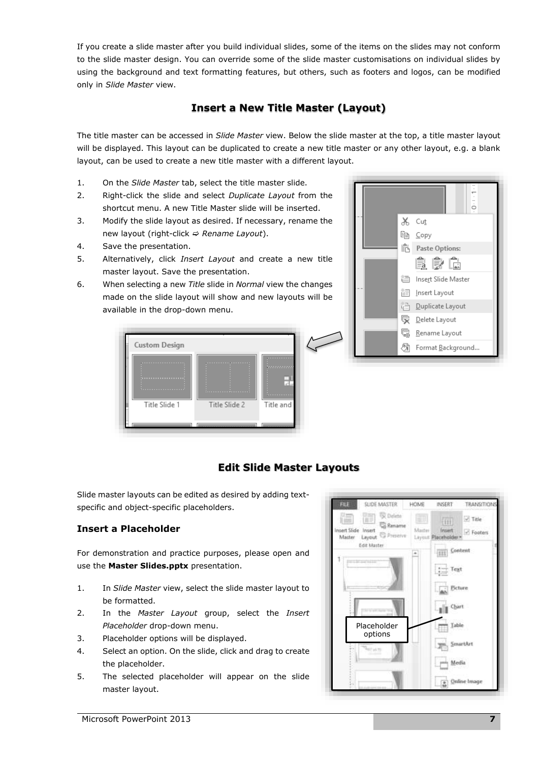If you create a slide master after you build individual slides, some of the items on the slides may not conform to the slide master design. You can override some of the slide master customisations on individual slides by using the background and text formatting features, but others, such as footers and logos, can be modified only in *Slide Master* view.

## Insert a New Title Master (Layout)

The title master can be accessed in *Slide Master* view. Below the slide master at the top, a title master layout will be displayed. This layout can be duplicated to create a new title master or any other layout, e.g. a blank layout, can be used to create a new title master with a different layout.

1. On the *Slide Master* tab, select the title master slide.
2. Right-click the slide and select *Duplicate Layout* from the shortcut menu. A new Title Master slide will be inserted.
3. Modify the slide layout as desired. If necessary, rename the new layout (right-click ⇨ *Rename Layout*).
4. Save the presentation.
5. Alternatively, click *Insert Layout* and create a new title master layout. Save the presentation.
6. When selecting a new *Title* slide in *Normal* view the changes made on the slide layout will show and new layouts will be available in the drop-down menu.

## Edit Slide Master Layouts

Slide master layouts can be edited as desired by adding text-specific and object-specific placeholders.

### Insert a Placeholder

For demonstration and practice purposes, please open and use the **Master Slides.pptx** presentation.

1. In *Slide Master* view, select the slide master layout to be formatted.
2. In the *Master Layout* group, select the *Insert Placeholder* drop-down menu.
3. Placeholder options will be displayed.
4. Select an option. On the slide, click and drag to create the placeholder.
5. The selected placeholder will appear on the slide master layout.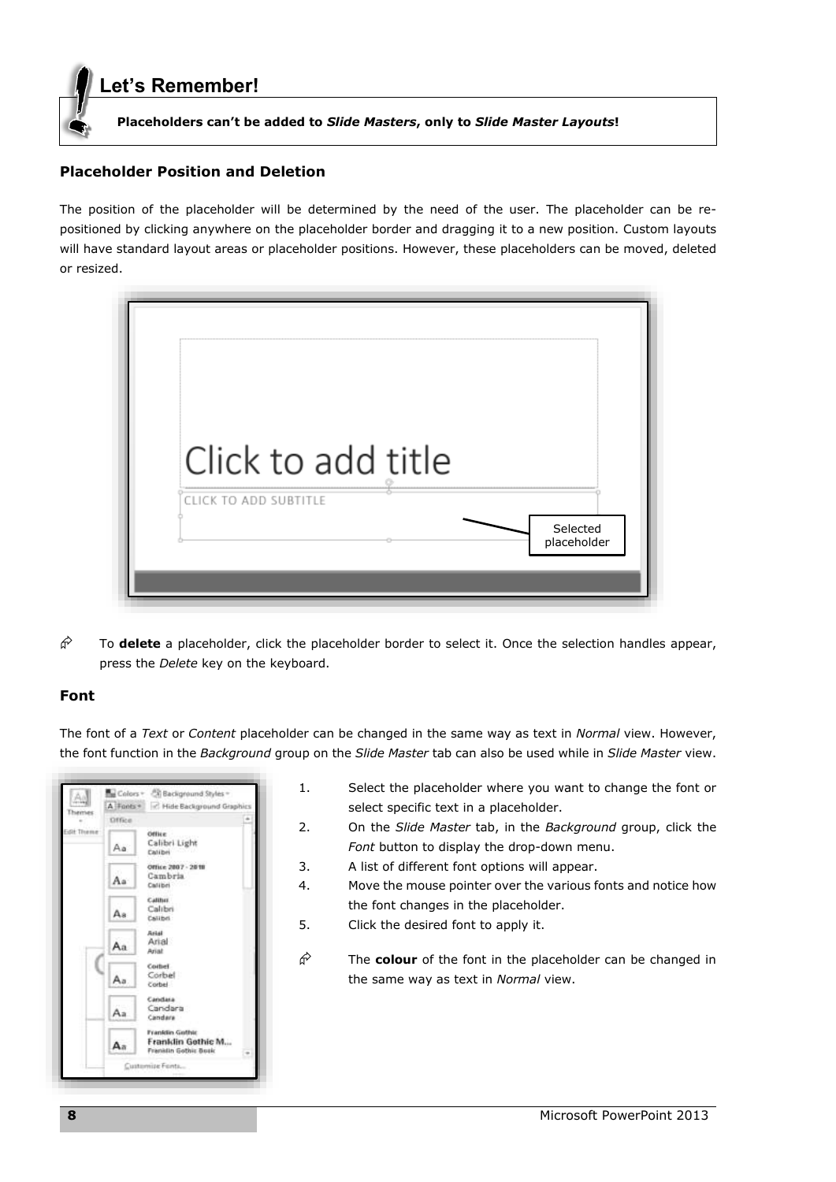## Let's Remember!

**Placeholders can't be added to *Slide Masters*, only to *Slide Master Layouts*!**

### Placeholder Position and Deletion

The position of the placeholder will be determined by the need of the user. The placeholder can be re-positioned by clicking anywhere on the placeholder border and dragging it to a new position. Custom layouts will have standard layout areas or placeholder positions. However, these placeholders can be moved, deleted or resized.

Selected placeholder

- To **delete** a placeholder, click the placeholder border to select it. Once the selection handles appear, press the *Delete* key on the keyboard.

### Font

The font of a *Text* or *Content* placeholder can be changed in the same way as text in *Normal* view. However, the font function in the *Background* group on the *Slide Master* tab can also be used while in *Slide Master* view.

1. Select the placeholder where you want to change the font or select specific text in a placeholder.
2. On the *Slide Master* tab, in the *Background* group, click the *Font* button to display the drop-down menu.
3. A list of different font options will appear.
4. Move the mouse pointer over the various fonts and notice how the font changes in the placeholder.
5. Click the desired font to apply it.

- The **colour** of the font in the placeholder can be changed in the same way as text in *Normal* view.